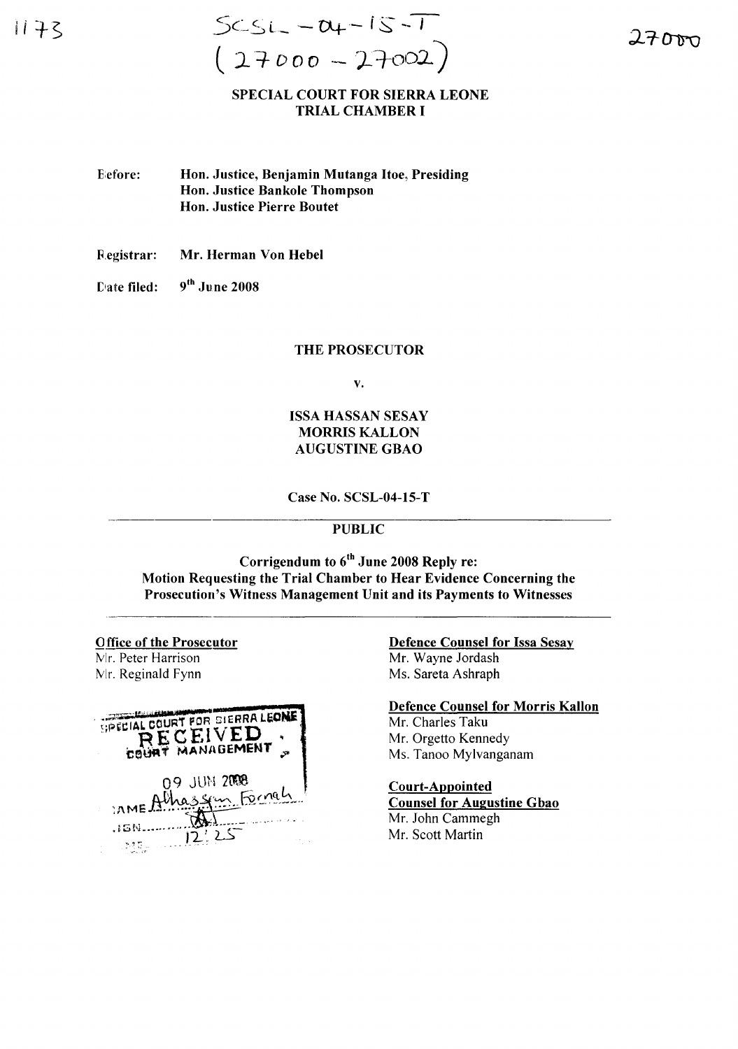SCSL – 04 – 15 – T
(27000 – 27002)

**SPECIAL COURT FOR SIERRA LEONE**
**TRIAL CHAMBER I**

Before: **Hon. Justice, Benjamin Mutanga Itoe, Presiding**
**Hon. Justice Bankole Thompson**
**Hon. Justice Pierre Boutet**

Registrar: **Mr. Herman Von Hebel**

Date filed: **9th June 2008**

**THE PROSECUTOR**

**v.**

**ISSA HASSAN SESAY**
**MORRIS KALLON**
**AUGUSTINE GBAO**

**Case No. SCSL-04-15-T**

---

**PUBLIC**

**Corrigendum to 6th June 2008 Reply re:**
**Motion Requesting the Trial Chamber to Hear Evidence Concerning the Prosecution's Witness Management Unit and its Payments to Witnesses**

---

**Office of the Prosecutor**
Mr. Peter Harrison
Mr. Reginald Fynn

**Defence Counsel for Issa Sesay**
Mr. Wayne Jordash
Ms. Sareta Ashraph

**Defence Counsel for Morris Kallon**
Mr. Charles Taku
Mr. Orgetto Kennedy
Ms. Tanoo Mylvanganam

**Court-Appointed Counsel for Augustine Gbao**
Mr. John Cammegh
Mr. Scott Martin

SPECIAL COURT FOR SIERRA LEONE
RECEIVED
COURT MANAGEMENT
09 JUN 2008
NAME Alhassan Fornah
SIGN
TIME 12:25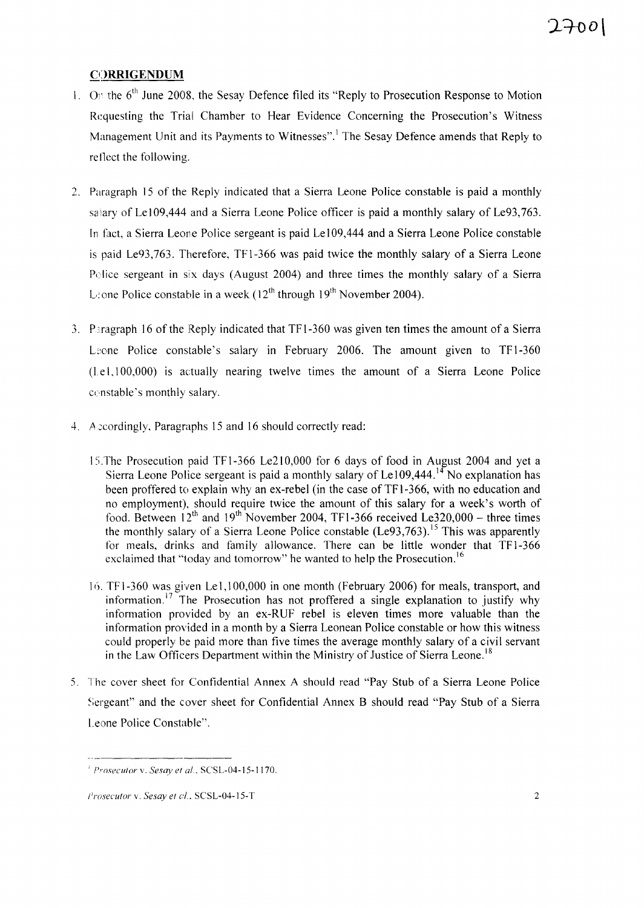## CORRIGENDUM

1. On the 6th June 2008, the Sesay Defence filed its "Reply to Prosecution Response to Motion Requesting the Trial Chamber to Hear Evidence Concerning the Prosecution's Witness Management Unit and its Payments to Witnesses".[1] The Sesay Defence amends that Reply to reflect the following.

2. Paragraph 15 of the Reply indicated that a Sierra Leone Police constable is paid a monthly salary of Le109,444 and a Sierra Leone Police officer is paid a monthly salary of Le93,763. In fact, a Sierra Leone Police sergeant is paid Le109,444 and a Sierra Leone Police constable is paid Le93,763. Therefore, TF1-366 was paid twice the monthly salary of a Sierra Leone Police sergeant in six days (August 2004) and three times the monthly salary of a Sierra Leone Police constable in a week (12th through 19th November 2004).

3. Paragraph 16 of the Reply indicated that TF1-360 was given ten times the amount of a Sierra Leone Police constable's salary in February 2006. The amount given to TF1-360 (Le1,100,000) is actually nearing twelve times the amount of a Sierra Leone Police constable's monthly salary.

4. Accordingly, Paragraphs 15 and 16 should correctly read:

   15. The Prosecution paid TF1-366 Le210,000 for 6 days of food in August 2004 and yet a Sierra Leone Police sergeant is paid a monthly salary of Le109,444.[14] No explanation has been proffered to explain why an ex-rebel (in the case of TF1-366, with no education and no employment), should require twice the amount of this salary for a week's worth of food. Between 12th and 19th November 2004, TF1-366 received Le320,000 – three times the monthly salary of a Sierra Leone Police constable (Le93,763).[15] This was apparently for meals, drinks and family allowance. There can be little wonder that TF1-366 exclaimed that "today and tomorrow" he wanted to help the Prosecution.[16]

   16. TF1-360 was given Le1,100,000 in one month (February 2006) for meals, transport, and information.[17] The Prosecution has not proffered a single explanation to justify why information provided by an ex-RUF rebel is eleven times more valuable than the information provided in a month by a Sierra Leonean Police constable or how this witness could properly be paid more than five times the average monthly salary of a civil servant in the Law Officers Department within the Ministry of Justice of Sierra Leone.[18]

5. The cover sheet for Confidential Annex A should read "Pay Stub of a Sierra Leone Police Sergeant" and the cover sheet for Confidential Annex B should read "Pay Stub of a Sierra Leone Police Constable".

---

[1] *Prosecutor* v. *Sesay et al.*, SCSL-04-15-1170.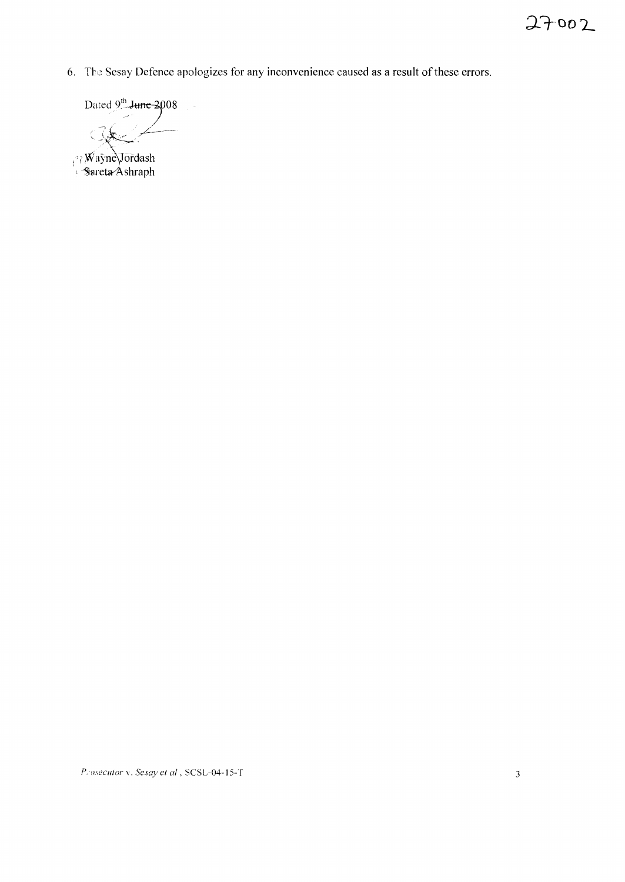6. The Sesay Defence apologizes for any inconvenience caused as a result of these errors.

Dated 9th June 2008

Wayne Jordash
Sareta Ashraph